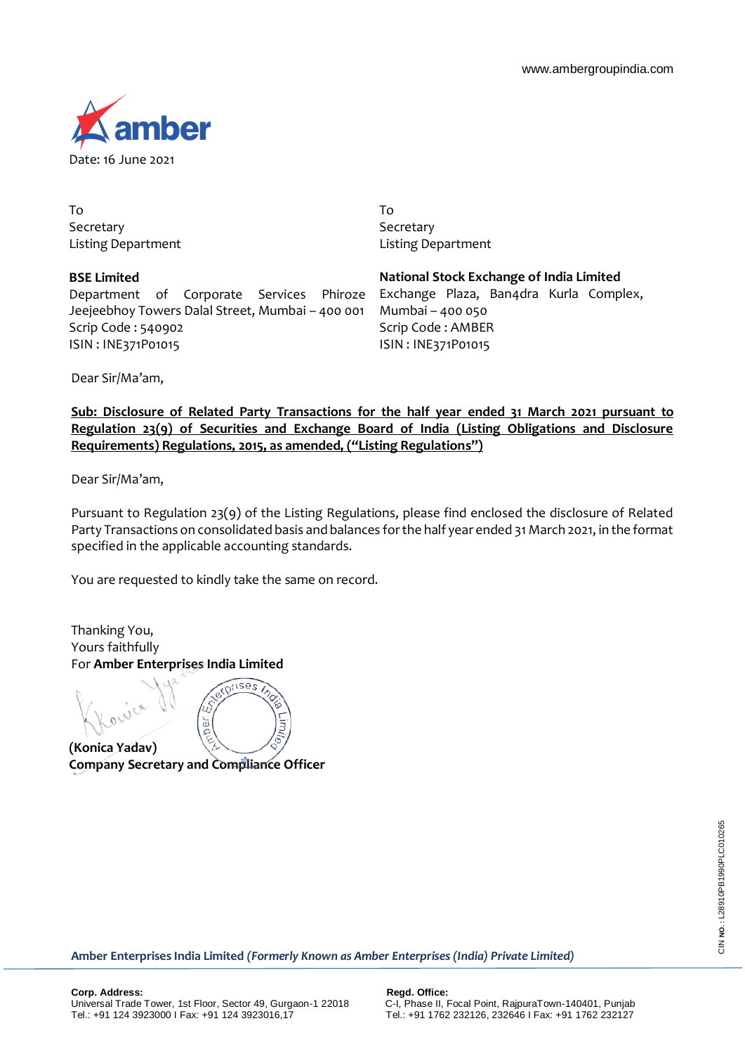www.ambergroupindia.com

Date: 16 June 2021

To
Secretary
Listing Department

**BSE Limited**
Department of Corporate Services Phiroze Jeejeebhoy Towers Dalal Street, Mumbai – 400 001
Scrip Code : 540902
ISIN : INE371P01015

To
Secretary
Listing Department

**National Stock Exchange of India Limited**
Exchange Plaza, Ban4dra Kurla Complex, Mumbai – 400 050
Scrip Code : AMBER
ISIN : INE371P01015

Dear Sir/Ma'am,

**Sub: Disclosure of Related Party Transactions for the half year ended 31 March 2021 pursuant to Regulation 23(9) of Securities and Exchange Board of India (Listing Obligations and Disclosure Requirements) Regulations, 2015, as amended, ("Listing Regulations")**

Dear Sir/Ma'am,

Pursuant to Regulation 23(9) of the Listing Regulations, please find enclosed the disclosure of Related Party Transactions on consolidated basis and balances for the half year ended 31 March 2021, in the format specified in the applicable accounting standards.

You are requested to kindly take the same on record.

Thanking You,
Yours faithfully
For **Amber Enterprises India Limited**

**(Konica Yadav)**
**Company Secretary and Compliance Officer**

**Amber Enterprises India Limited** ***(Formerly Known as Amber Enterprises (India) Private Limited)***

CIN No.: L28910PB1990PLC010265

**Corp. Address:**
Universal Trade Tower, 1st Floor, Sector 49, Gurgaon-1 22018
Tel.: +91 124 3923000 I Fax: +91 124 3923016,17

**Regd. Office:**
C-I, Phase II, Focal Point, RajpuraTown-140401, Punjab
Tel.: +91 1762 232126, 232646 I Fax: +91 1762 232127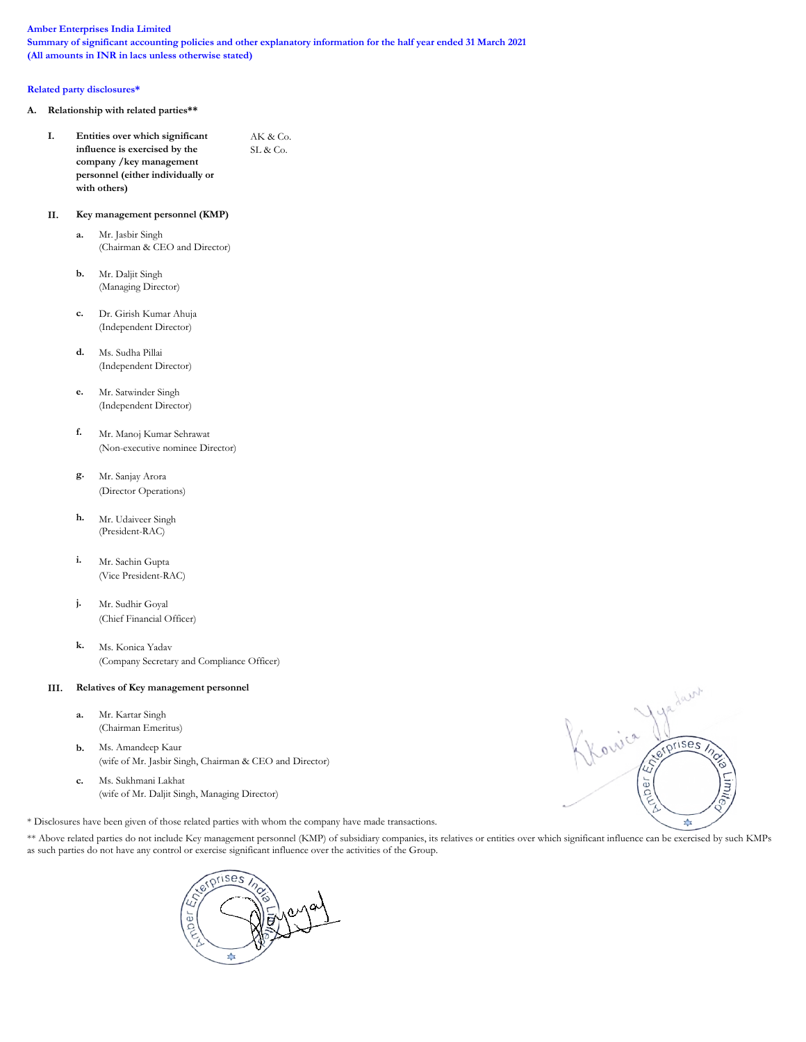**Amber Enterprises India Limited**
**Summary of significant accounting policies and other explanatory information for the half year ended 31 March 2021**
**(All amounts in INR in lacs unless otherwise stated)**

**Related party disclosures***

**A. Relationship with related parties****

**I. Entities over which significant influence is exercised by the company /key management personnel (either individually or with others)**

AK & Co.
SL & Co.

**II. Key management personnel (KMP)**

a. Mr. Jasbir Singh
(Chairman & CEO and Director)

b. Mr. Daljit Singh
(Managing Director)

c. Dr. Girish Kumar Ahuja
(Independent Director)

d. Ms. Sudha Pillai
(Independent Director)

e. Mr. Satwinder Singh
(Independent Director)

f. Mr. Manoj Kumar Sehrawat
(Non-executive nominee Director)

g. Mr. Sanjay Arora
(Director Operations)

h. Mr. Udaiveer Singh
(President-RAC)

i. Mr. Sachin Gupta
(Vice President-RAC)

j. Mr. Sudhir Goyal
(Chief Financial Officer)

k. Ms. Konica Yadav
(Company Secretary and Compliance Officer)

**III. Relatives of Key management personnel**

a. Mr. Kartar Singh
(Chairman Emeritus)

b. Ms. Amandeep Kaur
(wife of Mr. Jasbir Singh, Chairman & CEO and Director)

c. Ms. Sukhmani Lakhat
(wife of Mr. Daljit Singh, Managing Director)

* Disclosures have been given of those related parties with whom the company have made transactions.

** Above related parties do not include Key management personnel (KMP) of subsidiary companies, its relatives or entities over which significant influence can be exercised by such KMPs as such parties do not have any control or exercise significant influence over the activities of the Group.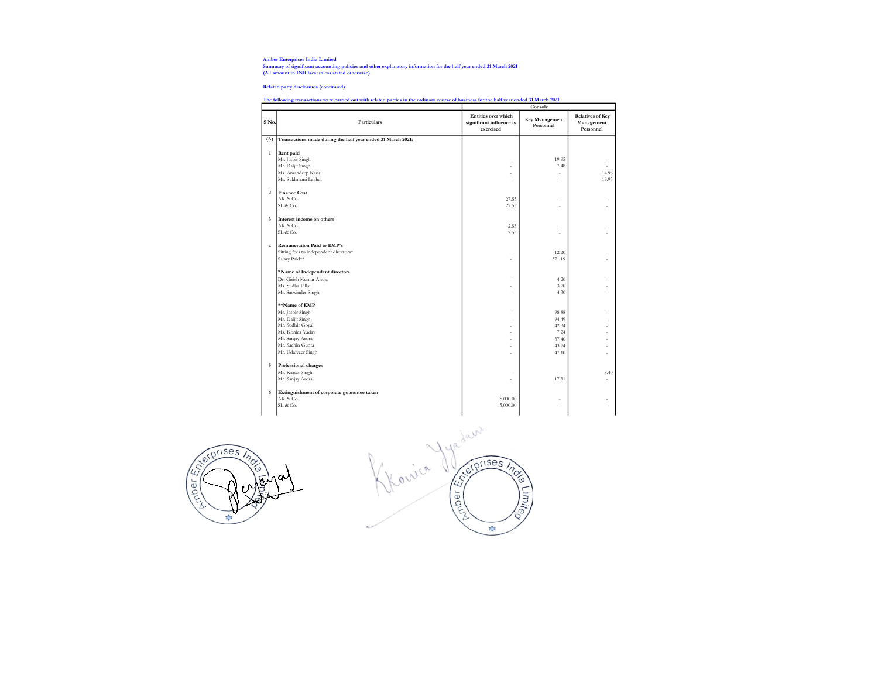**Amber Enterprises India Limited**
**Summary of significant accounting policies and other explanatory information for the half year ended 31 March 2021**
**(All amount in INR lacs unless stated otherwise)**

**Related party disclosures (continued)**

**The following transactions were carried out with related parties in the ordinary course of business for the half year ended 31 March 2021**

| S No. | Particulars | Console | | |
|---|---|---|---|---|
| | | Entities over which significant influence is exercised | Key Management Personnel | Relatives of Key Management Personnel |
| **(A)** | **Transactions made during the half year ended 31 March 2021:** | | | |
| **1** | **Rent paid** | | | |
| | Mr. Jasbir Singh | - | 19.95 | - |
| | Mr. Daljit Singh | - | 7.48 | - |
| | Ms. Amandeep Kaur | - | - | 14.96 |
| | Ms. Sukhmani Lakhat | - | - | 19.95 |
| **2** | **Finance Cost** | | | |
| | AK & Co. | 27.55 | - | - |
| | SL & Co. | 27.55 | - | - |
| **3** | **Interest income on others** | | | |
| | AK & Co. | 2.53 | - | - |
| | SL & Co. | 2.53 | - | - |
| **4** | **Remuneration Paid to KMP's** | | | |
| | Sitting fees to independent directors* | - | 12.20 | - |
| | Salary Paid** | - | 371.19 | - |
| | ***Name of Independent directors** | | | |
| | Dr. Girish Kumar Ahuja | - | 4.20 | - |
| | Ms. Sudha Pillai | - | 3.70 | - |
| | Mr. Satwinder Singh | - | 4.30 | - |
| | ****Name of KMP** | | | |
| | Mr. Jasbir Singh | - | 98.88 | - |
| | Mr. Daljit Singh | - | 94.49 | - |
| | Mr. Sudhir Goyal | - | 42.34 | - |
| | Ms. Konica Yadav | - | 7.24 | - |
| | Mr. Sanjay Arora | - | 37.40 | - |
| | Mr. Sachin Gupta | - | 43.74 | - |
| | Mr. Udaiveer Singh | - | 47.10 | - |
| **5** | **Professional charges** | | | |
| | Mr. Kartar Singh | - | - | 8.40 |
| | Mr. Sanjay Arora | - | 17.31 | - |
| **6** | **Extinguishment of corporate guarantee taken** | | | |
| | AK & Co. | 5,000.00 | - | - |
| | SL & Co. | 5,000.00 | - | - |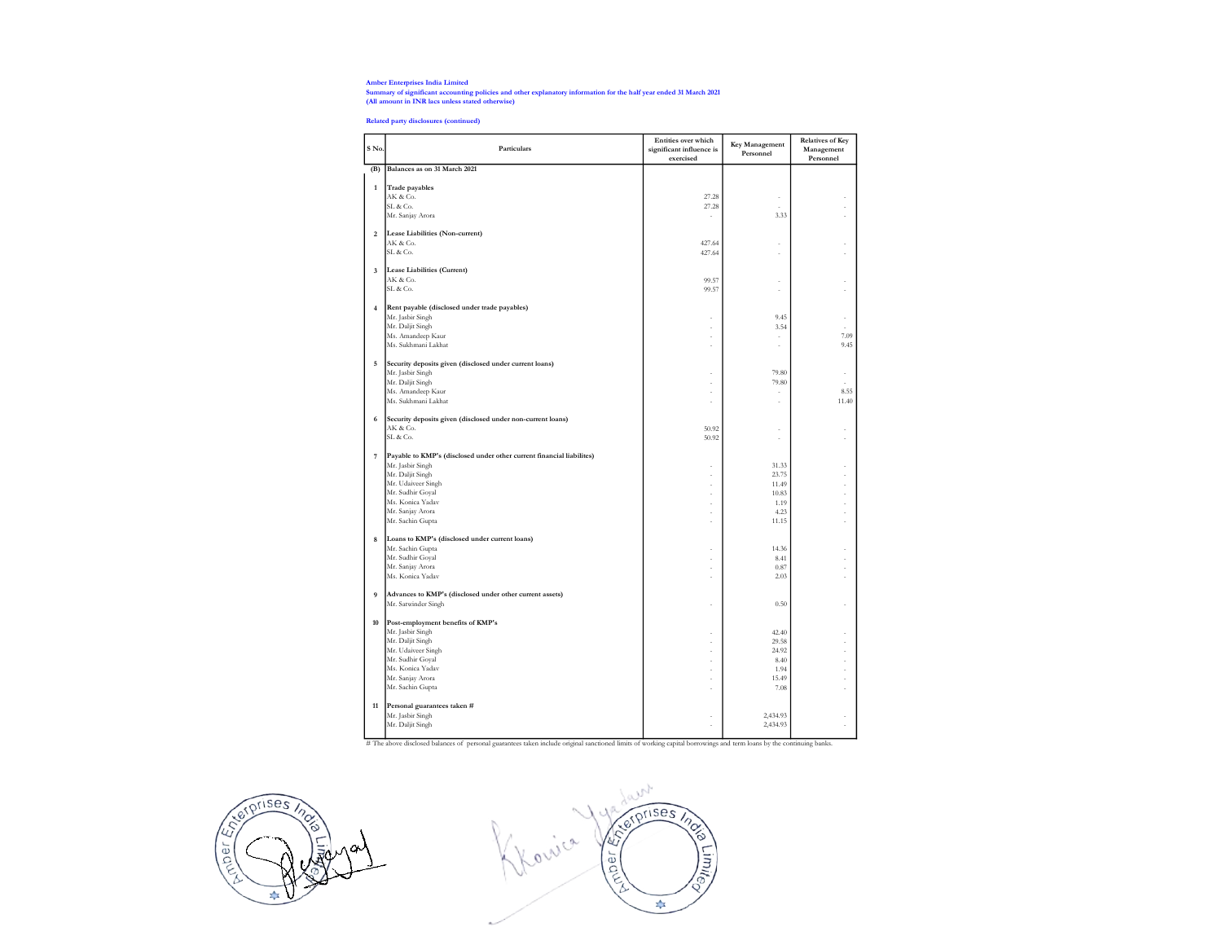**Amber Enterprises India Limited**
**Summary of significant accounting policies and other explanatory information for the half year ended 31 March 2021**
**(All amount in INR lacs unless stated otherwise)**

**Related party disclosures (continued)**

| S No. | Particulars | Entities over which significant influence is exercised | Key Management Personnel | Relatives of Key Management Personnel |
|---|---|---|---|---|
| **(B)** | **Balances as on 31 March 2021** | | | |
| **1** | **Trade payables** | | | |
| | AK & Co. | 27.28 | - | - |
| | SL & Co. | 27.28 | - | - |
| | Mr. Sanjay Arora | - | 3.33 | - |
| **2** | **Lease Liabilities (Non-current)** | | | |
| | AK & Co. | 427.64 | - | - |
| | SL & Co. | 427.64 | - | - |
| **3** | **Lease Liabilities (Current)** | | | |
| | AK & Co. | 99.57 | - | - |
| | SL & Co. | 99.57 | - | - |
| **4** | **Rent payable (disclosed under trade payables)** | | | |
| | Mr. Jasbir Singh | - | 9.45 | - |
| | Mr. Daljit Singh | - | 3.54 | - |
| | Ms. Amandeep Kaur | - | - | 7.09 |
| | Ms. Sukhmani Lakhat | - | - | 9.45 |
| **5** | **Security deposits given (disclosed under current loans)** | | | |
| | Mr. Jasbir Singh | - | 79.80 | - |
| | Mr. Daljit Singh | - | 79.80 | - |
| | Ms. Amandeep Kaur | - | - | 8.55 |
| | Ms. Sukhmani Lakhat | - | - | 11.40 |
| **6** | **Security deposits given (disclosed under non-current loans)** | | | |
| | AK & Co. | 50.92 | - | - |
| | SL & Co. | 50.92 | - | - |
| **7** | **Payable to KMP's (disclosed under other current financial liabilites)** | | | |
| | Mr. Jasbir Singh | - | 31.33 | - |
| | Mr. Daljit Singh | - | 23.75 | - |
| | Mr. Udaiveer Singh | - | 11.49 | - |
| | Mr. Sudhir Goyal | - | 10.83 | - |
| | Ms. Konica Yadav | - | 1.19 | - |
| | Mr. Sanjay Arora | - | 4.23 | - |
| | Mr. Sachin Gupta | - | 11.15 | - |
| **8** | **Loans to KMP's (disclosed under current loans)** | | | |
| | Mr. Sachin Gupta | - | 14.36 | - |
| | Mr. Sudhir Goyal | - | 8.41 | - |
| | Mr. Sanjay Arora | - | 0.87 | - |
| | Ms. Konica Yadav | - | 2.03 | - |
| **9** | **Advances to KMP's (disclosed under other current assets)** | | | |
| | Mr. Satwinder Singh | - | 0.50 | - |
| **10** | **Post-employment benefits of KMP's** | | | |
| | Mr. Jasbir Singh | - | 42.40 | - |
| | Mr. Daljit Singh | - | 29.58 | - |
| | Mr. Udaiveer Singh | - | 24.92 | - |
| | Mr. Sudhir Goyal | - | 8.40 | - |
| | Ms. Konica Yadav | - | 1.94 | - |
| | Mr. Sanjay Arora | - | 15.49 | - |
| | Mr. Sachin Gupta | - | 7.08 | - |
| **11** | **Personal guarantees taken #** | | | |
| | Mr. Jasbir Singh | - | 2,434.93 | - |
| | Mr. Daljit Singh | - | 2,434.93 | - |

# The above disclosed balances of personal guarantees taken include original sanctioned limits of working capital borrowings and term loans by the continuing banks.